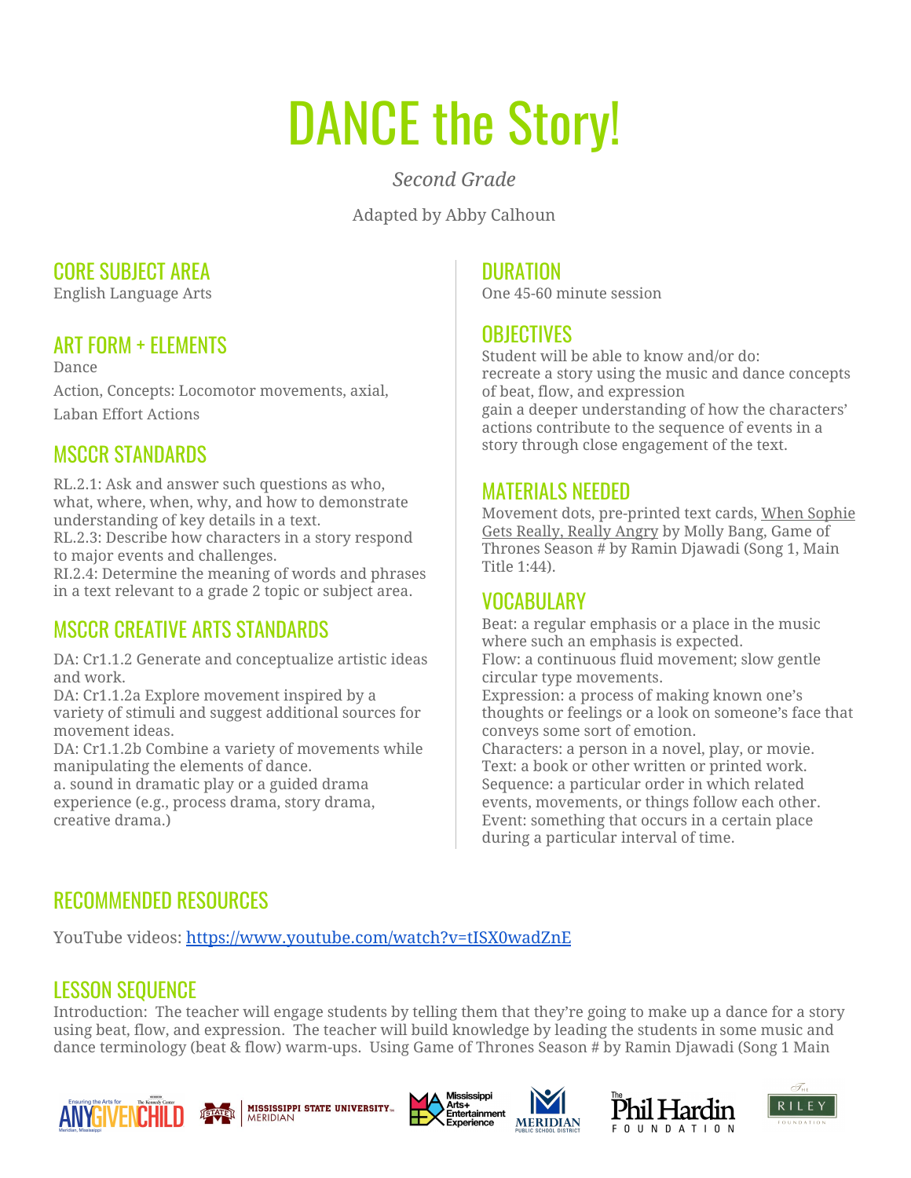# DANCE the Story!

*Second Grade*

Adapted by Abby Calhoun

## CORE SUBJECT AREA

English Language Arts

## ART FORM + ELEMENTS

Dance

Action, Concepts: Locomotor movements, axial,

Laban Effort Actions

## MSCCR STANDARDS

RL.2.1: Ask and answer such questions as who, what, where, when, why, and how to demonstrate understanding of key details in a text.
RL.2.3: Describe how characters in a story respond to major events and challenges.
RI.2.4: Determine the meaning of words and phrases in a text relevant to a grade 2 topic or subject area.

## MSCCR CREATIVE ARTS STANDARDS

DA: Cr1.1.2 Generate and conceptualize artistic ideas and work.
DA: Cr1.1.2a Explore movement inspired by a variety of stimuli and suggest additional sources for movement ideas.
DA: Cr1.1.2b Combine a variety of movements while manipulating the elements of dance.
a. sound in dramatic play or a guided drama experience (e.g., process drama, story drama, creative drama.)

## DURATION

One 45-60 minute session

## OBJECTIVES

Student will be able to know and/or do:
recreate a story using the music and dance concepts of beat, flow, and expression
gain a deeper understanding of how the characters' actions contribute to the sequence of events in a story through close engagement of the text.

## MATERIALS NEEDED

Movement dots, pre-printed text cards, When Sophie Gets Really, Really Angry by Molly Bang, Game of Thrones Season # by Ramin Djawadi (Song 1, Main Title 1:44).

## VOCABULARY

Beat: a regular emphasis or a place in the music where such an emphasis is expected.
Flow: a continuous fluid movement; slow gentle circular type movements.
Expression: a process of making known one's thoughts or feelings or a look on someone's face that conveys some sort of emotion.
Characters: a person in a novel, play, or movie.
Text: a book or other written or printed work.
Sequence: a particular order in which related events, movements, or things follow each other.
Event: something that occurs in a certain place during a particular interval of time.

## RECOMMENDED RESOURCES

YouTube videos: https://www.youtube.com/watch?v=tISX0wadZnE

## LESSON SEQUENCE

Introduction: The teacher will engage students by telling them that they're going to make up a dance for a story using beat, flow, and expression. The teacher will build knowledge by leading the students in some music and dance terminology (beat & flow) warm-ups. Using Game of Thrones Season # by Ramin Djawadi (Song 1 Main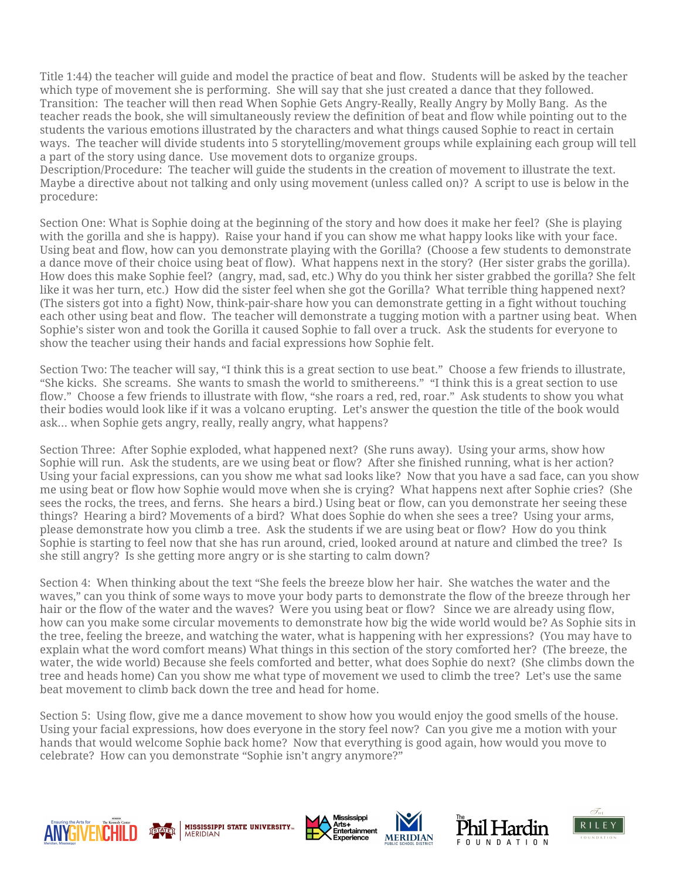Title 1:44) the teacher will guide and model the practice of beat and flow. Students will be asked by the teacher which type of movement she is performing. She will say that she just created a dance that they followed.
Transition: The teacher will then read When Sophie Gets Angry-Really, Really Angry by Molly Bang. As the teacher reads the book, she will simultaneously review the definition of beat and flow while pointing out to the students the various emotions illustrated by the characters and what things caused Sophie to react in certain ways. The teacher will divide students into 5 storytelling/movement groups while explaining each group will tell a part of the story using dance. Use movement dots to organize groups.
Description/Procedure: The teacher will guide the students in the creation of movement to illustrate the text. Maybe a directive about not talking and only using movement (unless called on)? A script to use is below in the procedure:

Section One: What is Sophie doing at the beginning of the story and how does it make her feel? (She is playing with the gorilla and she is happy). Raise your hand if you can show me what happy looks like with your face. Using beat and flow, how can you demonstrate playing with the Gorilla? (Choose a few students to demonstrate a dance move of their choice using beat of flow). What happens next in the story? (Her sister grabs the gorilla). How does this make Sophie feel? (angry, mad, sad, etc.) Why do you think her sister grabbed the gorilla? She felt like it was her turn, etc.) How did the sister feel when she got the Gorilla? What terrible thing happened next? (The sisters got into a fight) Now, think-pair-share how you can demonstrate getting in a fight without touching each other using beat and flow. The teacher will demonstrate a tugging motion with a partner using beat. When Sophie's sister won and took the Gorilla it caused Sophie to fall over a truck. Ask the students for everyone to show the teacher using their hands and facial expressions how Sophie felt.

Section Two: The teacher will say, "I think this is a great section to use beat." Choose a few friends to illustrate, "She kicks. She screams. She wants to smash the world to smithereens." "I think this is a great section to use flow." Choose a few friends to illustrate with flow, "she roars a red, red, roar." Ask students to show you what their bodies would look like if it was a volcano erupting. Let's answer the question the title of the book would ask... when Sophie gets angry, really, really angry, what happens?

Section Three: After Sophie exploded, what happened next? (She runs away). Using your arms, show how Sophie will run. Ask the students, are we using beat or flow? After she finished running, what is her action? Using your facial expressions, can you show me what sad looks like? Now that you have a sad face, can you show me using beat or flow how Sophie would move when she is crying? What happens next after Sophie cries? (She sees the rocks, the trees, and ferns. She hears a bird.) Using beat or flow, can you demonstrate her seeing these things? Hearing a bird? Movements of a bird? What does Sophie do when she sees a tree? Using your arms, please demonstrate how you climb a tree. Ask the students if we are using beat or flow? How do you think Sophie is starting to feel now that she has run around, cried, looked around at nature and climbed the tree? Is she still angry? Is she getting more angry or is she starting to calm down?

Section 4: When thinking about the text "She feels the breeze blow her hair. She watches the water and the waves," can you think of some ways to move your body parts to demonstrate the flow of the breeze through her hair or the flow of the water and the waves? Were you using beat or flow? Since we are already using flow, how can you make some circular movements to demonstrate how big the wide world would be? As Sophie sits in the tree, feeling the breeze, and watching the water, what is happening with her expressions? (You may have to explain what the word comfort means) What things in this section of the story comforted her? (The breeze, the water, the wide world) Because she feels comforted and better, what does Sophie do next? (She climbs down the tree and heads home) Can you show me what type of movement we used to climb the tree? Let's use the same beat movement to climb back down the tree and head for home.

Section 5: Using flow, give me a dance movement to show how you would enjoy the good smells of the house. Using your facial expressions, how does everyone in the story feel now? Can you give me a motion with your hands that would welcome Sophie back home? Now that everything is good again, how would you move to celebrate? How can you demonstrate "Sophie isn't angry anymore?"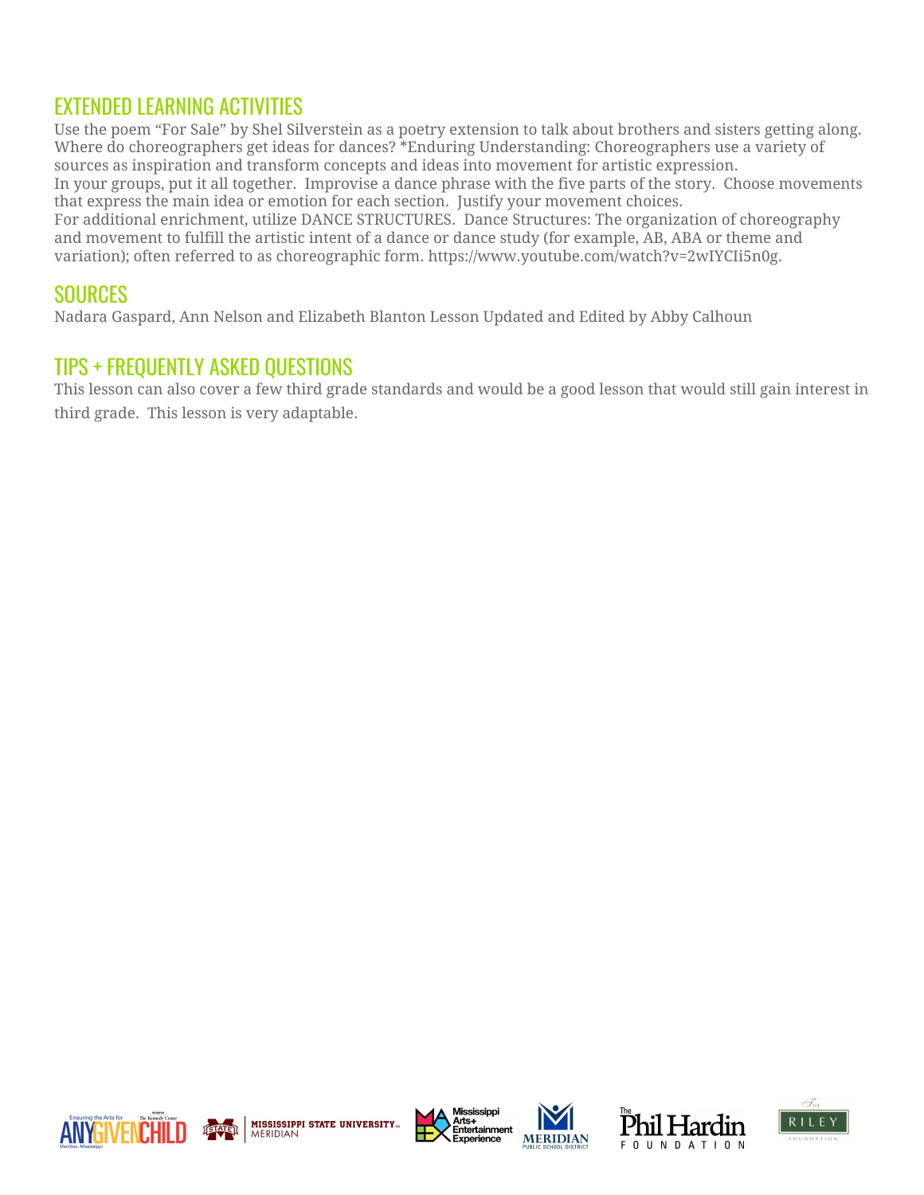## EXTENDED LEARNING ACTIVITIES

Use the poem “For Sale” by Shel Silverstein as a poetry extension to talk about brothers and sisters getting along. Where do choreographers get ideas for dances? *Enduring Understanding: Choreographers use a variety of sources as inspiration and transform concepts and ideas into movement for artistic expression.
In your groups, put it all together. Improvise a dance phrase with the five parts of the story. Choose movements that express the main idea or emotion for each section. Justify your movement choices.
For additional enrichment, utilize DANCE STRUCTURES. Dance Structures: The organization of choreography and movement to fulfill the artistic intent of a dance or dance study (for example, AB, ABA or theme and variation); often referred to as choreographic form. https://www.youtube.com/watch?v=2wIYCIi5n0g.

## SOURCES

Nadara Gaspard, Ann Nelson and Elizabeth Blanton Lesson Updated and Edited by Abby Calhoun

## TIPS + FREQUENTLY ASKED QUESTIONS

This lesson can also cover a few third grade standards and would be a good lesson that would still gain interest in third grade. This lesson is very adaptable.